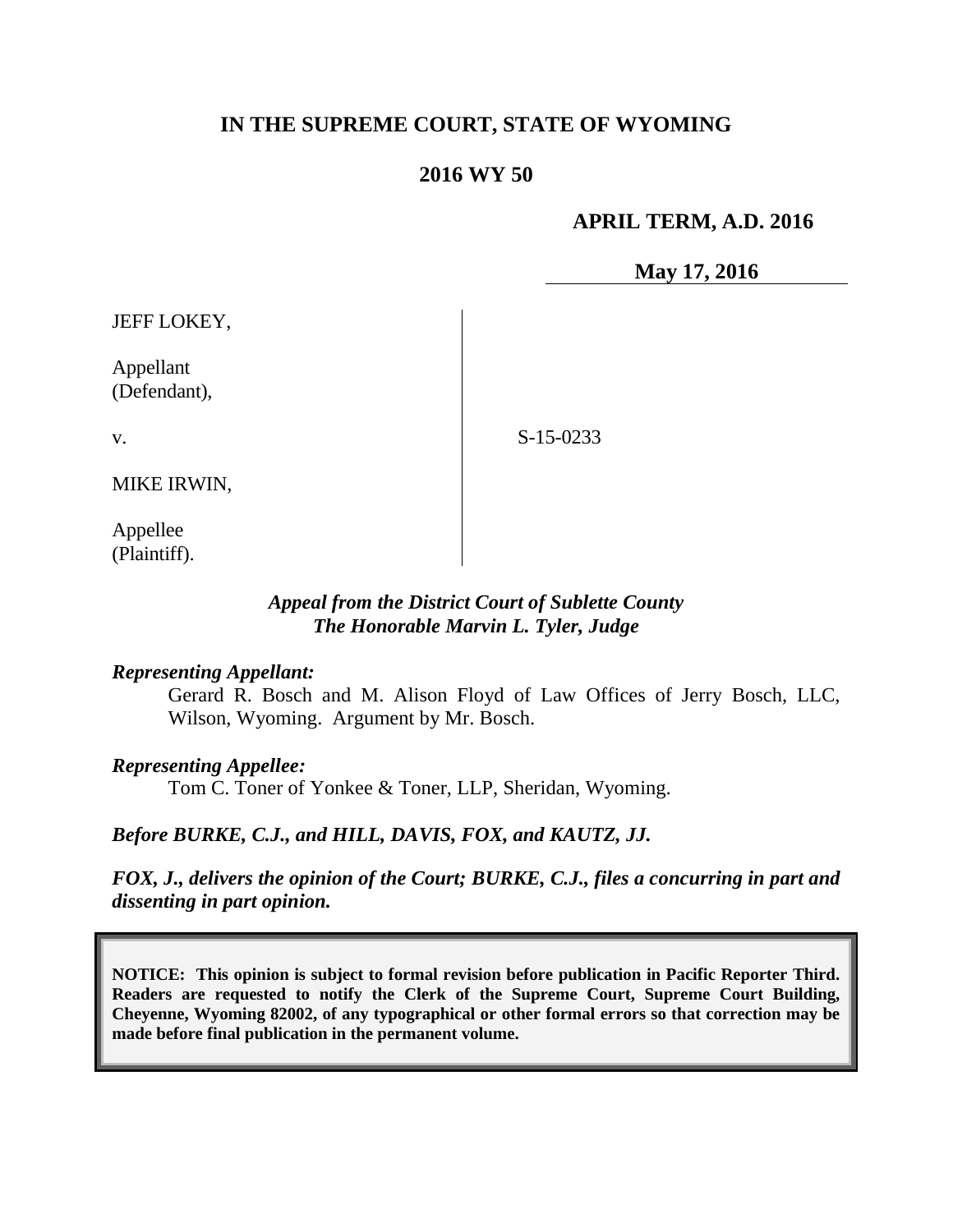# IN THE SUPREME COURT, STATE OF WYOMING

## 2016 WY 50

**APRIL TERM, A.D. 2016**

**May 17, 2016**

JEFF LOKEY,

Appellant
(Defendant),

v.

MIKE IRWIN,

Appellee
(Plaintiff).

S-15-0233

*Appeal from the District Court of Sublette County*
*The Honorable Marvin L. Tyler, Judge*

***Representing Appellant:***

Gerard R. Bosch and M. Alison Floyd of Law Offices of Jerry Bosch, LLC, Wilson, Wyoming. Argument by Mr. Bosch.

***Representing Appellee:***

Tom C. Toner of Yonkee & Toner, LLP, Sheridan, Wyoming.

***Before BURKE, C.J., and HILL, DAVIS, FOX, and KAUTZ, JJ.***

***FOX, J., delivers the opinion of the Court; BURKE, C.J., files a concurring in part and dissenting in part opinion.***

**NOTICE: This opinion is subject to formal revision before publication in Pacific Reporter Third. Readers are requested to notify the Clerk of the Supreme Court, Supreme Court Building, Cheyenne, Wyoming 82002, of any typographical or other formal errors so that correction may be made before final publication in the permanent volume.**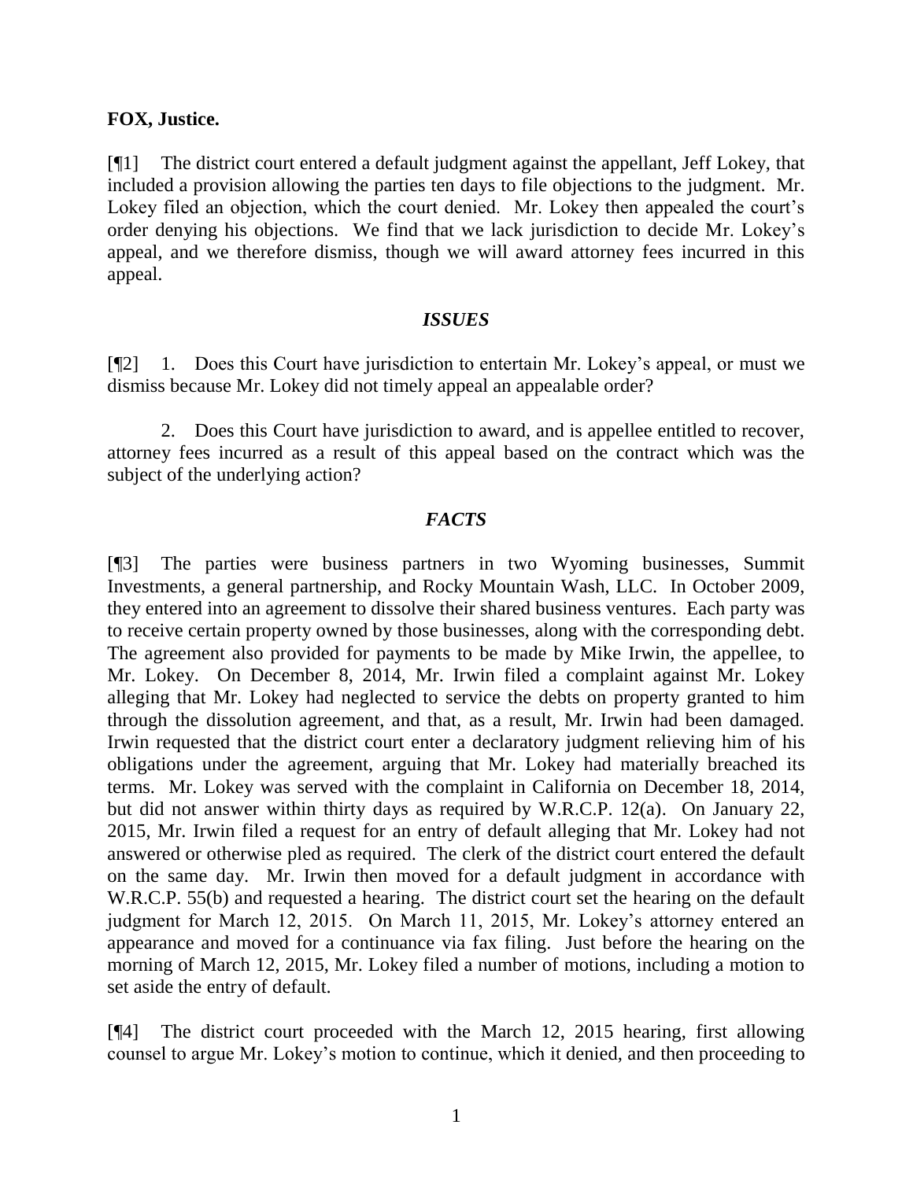**FOX, Justice.**

[¶1] The district court entered a default judgment against the appellant, Jeff Lokey, that included a provision allowing the parties ten days to file objections to the judgment. Mr. Lokey filed an objection, which the court denied. Mr. Lokey then appealed the court's order denying his objections. We find that we lack jurisdiction to decide Mr. Lokey's appeal, and we therefore dismiss, though we will award attorney fees incurred in this appeal.

## *ISSUES*

[¶2] 1. Does this Court have jurisdiction to entertain Mr. Lokey's appeal, or must we dismiss because Mr. Lokey did not timely appeal an appealable order?

2. Does this Court have jurisdiction to award, and is appellee entitled to recover, attorney fees incurred as a result of this appeal based on the contract which was the subject of the underlying action?

## *FACTS*

[¶3] The parties were business partners in two Wyoming businesses, Summit Investments, a general partnership, and Rocky Mountain Wash, LLC. In October 2009, they entered into an agreement to dissolve their shared business ventures. Each party was to receive certain property owned by those businesses, along with the corresponding debt. The agreement also provided for payments to be made by Mike Irwin, the appellee, to Mr. Lokey. On December 8, 2014, Mr. Irwin filed a complaint against Mr. Lokey alleging that Mr. Lokey had neglected to service the debts on property granted to him through the dissolution agreement, and that, as a result, Mr. Irwin had been damaged. Irwin requested that the district court enter a declaratory judgment relieving him of his obligations under the agreement, arguing that Mr. Lokey had materially breached its terms. Mr. Lokey was served with the complaint in California on December 18, 2014, but did not answer within thirty days as required by W.R.C.P. 12(a). On January 22, 2015, Mr. Irwin filed a request for an entry of default alleging that Mr. Lokey had not answered or otherwise pled as required. The clerk of the district court entered the default on the same day. Mr. Irwin then moved for a default judgment in accordance with W.R.C.P. 55(b) and requested a hearing. The district court set the hearing on the default judgment for March 12, 2015. On March 11, 2015, Mr. Lokey's attorney entered an appearance and moved for a continuance via fax filing. Just before the hearing on the morning of March 12, 2015, Mr. Lokey filed a number of motions, including a motion to set aside the entry of default.

[¶4] The district court proceeded with the March 12, 2015 hearing, first allowing counsel to argue Mr. Lokey's motion to continue, which it denied, and then proceeding to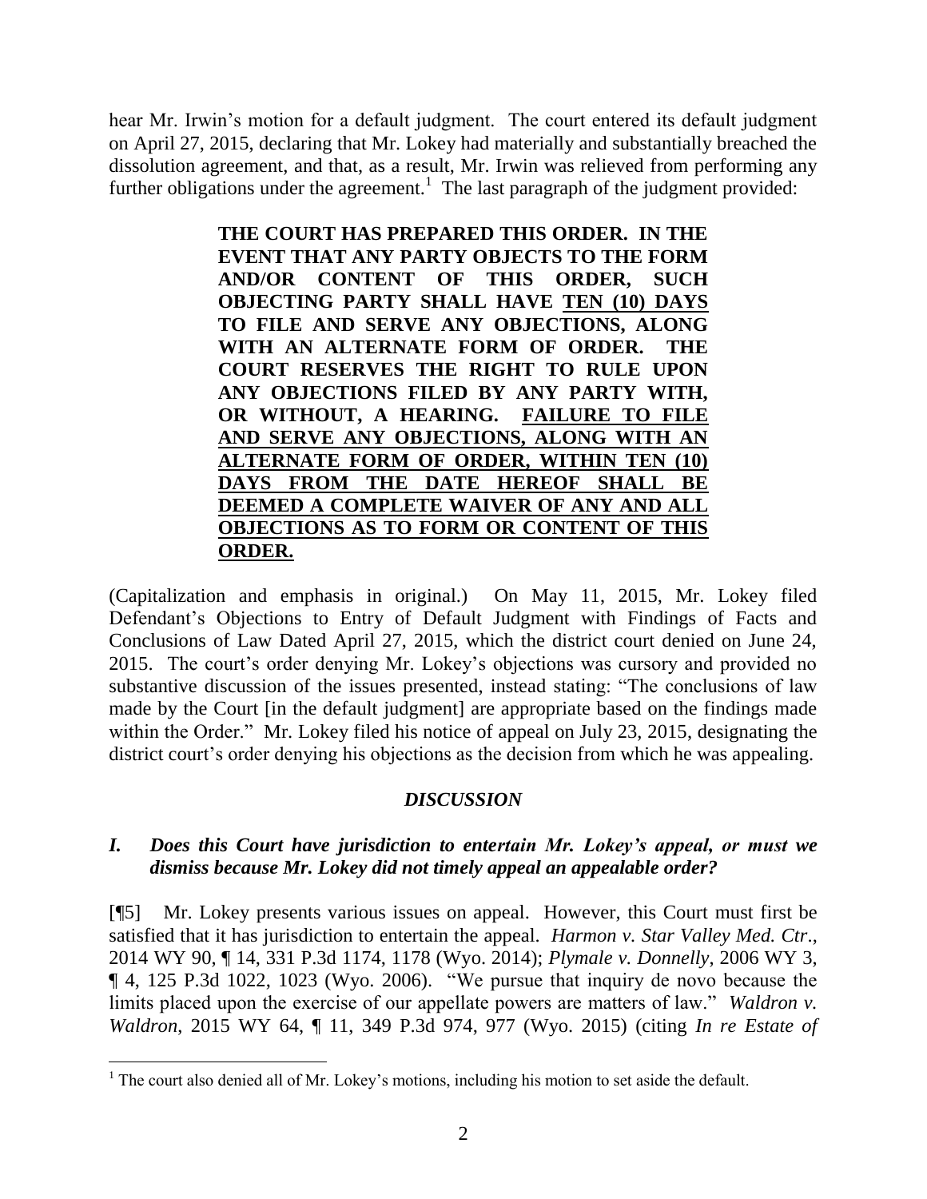hear Mr. Irwin's motion for a default judgment. The court entered its default judgment on April 27, 2015, declaring that Mr. Lokey had materially and substantially breached the dissolution agreement, and that, as a result, Mr. Irwin was relieved from performing any further obligations under the agreement.[1] The last paragraph of the judgment provided:

> **THE COURT HAS PREPARED THIS ORDER. IN THE EVENT THAT ANY PARTY OBJECTS TO THE FORM AND/OR CONTENT OF THIS ORDER, SUCH OBJECTING PARTY SHALL HAVE <u>TEN (10) DAYS</u> TO FILE AND SERVE ANY OBJECTIONS, ALONG WITH AN ALTERNATE FORM OF ORDER. THE COURT RESERVES THE RIGHT TO RULE UPON ANY OBJECTIONS FILED BY ANY PARTY WITH, OR WITHOUT, A HEARING. <u>FAILURE TO FILE AND SERVE ANY OBJECTIONS, ALONG WITH AN ALTERNATE FORM OF ORDER, WITHIN TEN (10) DAYS FROM THE DATE HEREOF SHALL BE DEEMED A COMPLETE WAIVER OF ANY AND ALL OBJECTIONS AS TO FORM OR CONTENT OF THIS ORDER.</u>**

(Capitalization and emphasis in original.) On May 11, 2015, Mr. Lokey filed Defendant's Objections to Entry of Default Judgment with Findings of Facts and Conclusions of Law Dated April 27, 2015, which the district court denied on June 24, 2015. The court's order denying Mr. Lokey's objections was cursory and provided no substantive discussion of the issues presented, instead stating: "The conclusions of law made by the Court [in the default judgment] are appropriate based on the findings made within the Order." Mr. Lokey filed his notice of appeal on July 23, 2015, designating the district court's order denying his objections as the decision from which he was appealing.

## *DISCUSSION*

### *I. Does this Court have jurisdiction to entertain Mr. Lokey's appeal, or must we dismiss because Mr. Lokey did not timely appeal an appealable order?*

[¶5] Mr. Lokey presents various issues on appeal. However, this Court must first be satisfied that it has jurisdiction to entertain the appeal. *Harmon v. Star Valley Med. Ctr*., 2014 WY 90, ¶ 14, 331 P.3d 1174, 1178 (Wyo. 2014); *Plymale v. Donnelly*, 2006 WY 3, ¶ 4, 125 P.3d 1022, 1023 (Wyo. 2006). "We pursue that inquiry de novo because the limits placed upon the exercise of our appellate powers are matters of law." *Waldron v. Waldron*, 2015 WY 64, ¶ 11, 349 P.3d 974, 977 (Wyo. 2015) (citing *In re Estate of*

---

[1] The court also denied all of Mr. Lokey's motions, including his motion to set aside the default.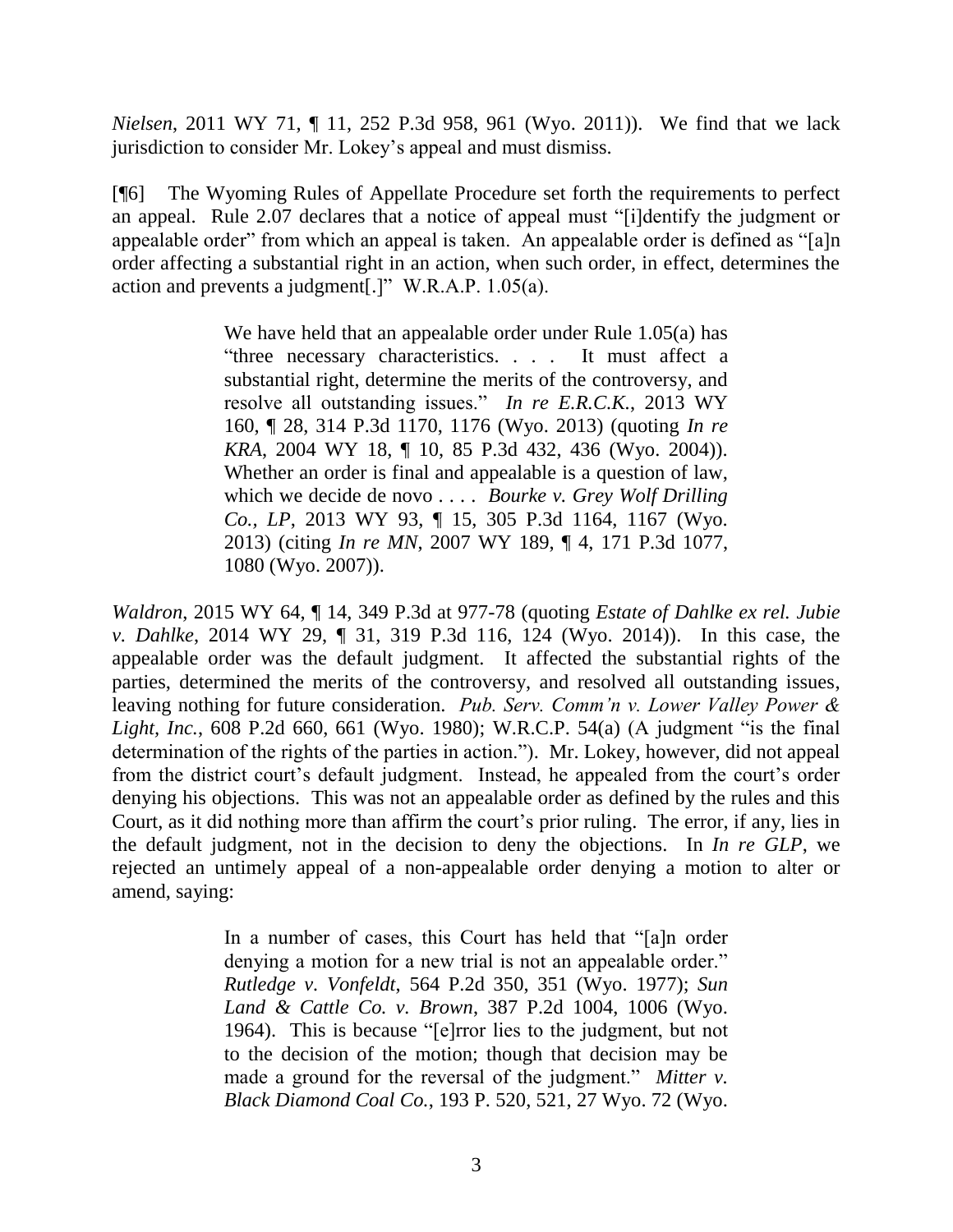*Nielsen*, 2011 WY 71, ¶ 11, 252 P.3d 958, 961 (Wyo. 2011)). We find that we lack jurisdiction to consider Mr. Lokey's appeal and must dismiss.

[¶6] The Wyoming Rules of Appellate Procedure set forth the requirements to perfect an appeal. Rule 2.07 declares that a notice of appeal must "[i]dentify the judgment or appealable order" from which an appeal is taken. An appealable order is defined as "[a]n order affecting a substantial right in an action, when such order, in effect, determines the action and prevents a judgment[.]" W.R.A.P. 1.05(a).

> We have held that an appealable order under Rule 1.05(a) has "three necessary characteristics. . . . It must affect a substantial right, determine the merits of the controversy, and resolve all outstanding issues." *In re E.R.C.K.*, 2013 WY 160, ¶ 28, 314 P.3d 1170, 1176 (Wyo. 2013) (quoting *In re KRA*, 2004 WY 18, ¶ 10, 85 P.3d 432, 436 (Wyo. 2004)). Whether an order is final and appealable is a question of law, which we decide de novo . . . . *Bourke v. Grey Wolf Drilling Co., LP*, 2013 WY 93, ¶ 15, 305 P.3d 1164, 1167 (Wyo. 2013) (citing *In re MN*, 2007 WY 189, ¶ 4, 171 P.3d 1077, 1080 (Wyo. 2007)).

*Waldron*, 2015 WY 64, ¶ 14, 349 P.3d at 977-78 (quoting *Estate of Dahlke ex rel. Jubie v. Dahlke*, 2014 WY 29, ¶ 31, 319 P.3d 116, 124 (Wyo. 2014)). In this case, the appealable order was the default judgment. It affected the substantial rights of the parties, determined the merits of the controversy, and resolved all outstanding issues, leaving nothing for future consideration. *Pub. Serv. Comm'n v. Lower Valley Power & Light, Inc.*, 608 P.2d 660, 661 (Wyo. 1980); W.R.C.P. 54(a) (A judgment "is the final determination of the rights of the parties in action."). Mr. Lokey, however, did not appeal from the district court's default judgment. Instead, he appealed from the court's order denying his objections. This was not an appealable order as defined by the rules and this Court, as it did nothing more than affirm the court's prior ruling. The error, if any, lies in the default judgment, not in the decision to deny the objections. In *In re GLP*, we rejected an untimely appeal of a non-appealable order denying a motion to alter or amend, saying:

> In a number of cases, this Court has held that "[a]n order denying a motion for a new trial is not an appealable order." *Rutledge v. Vonfeldt*, 564 P.2d 350, 351 (Wyo. 1977); *Sun Land & Cattle Co. v. Brown*, 387 P.2d 1004, 1006 (Wyo. 1964). This is because "[e]rror lies to the judgment, but not to the decision of the motion; though that decision may be made a ground for the reversal of the judgment." *Mitter v. Black Diamond Coal Co.*, 193 P. 520, 521, 27 Wyo. 72 (Wyo.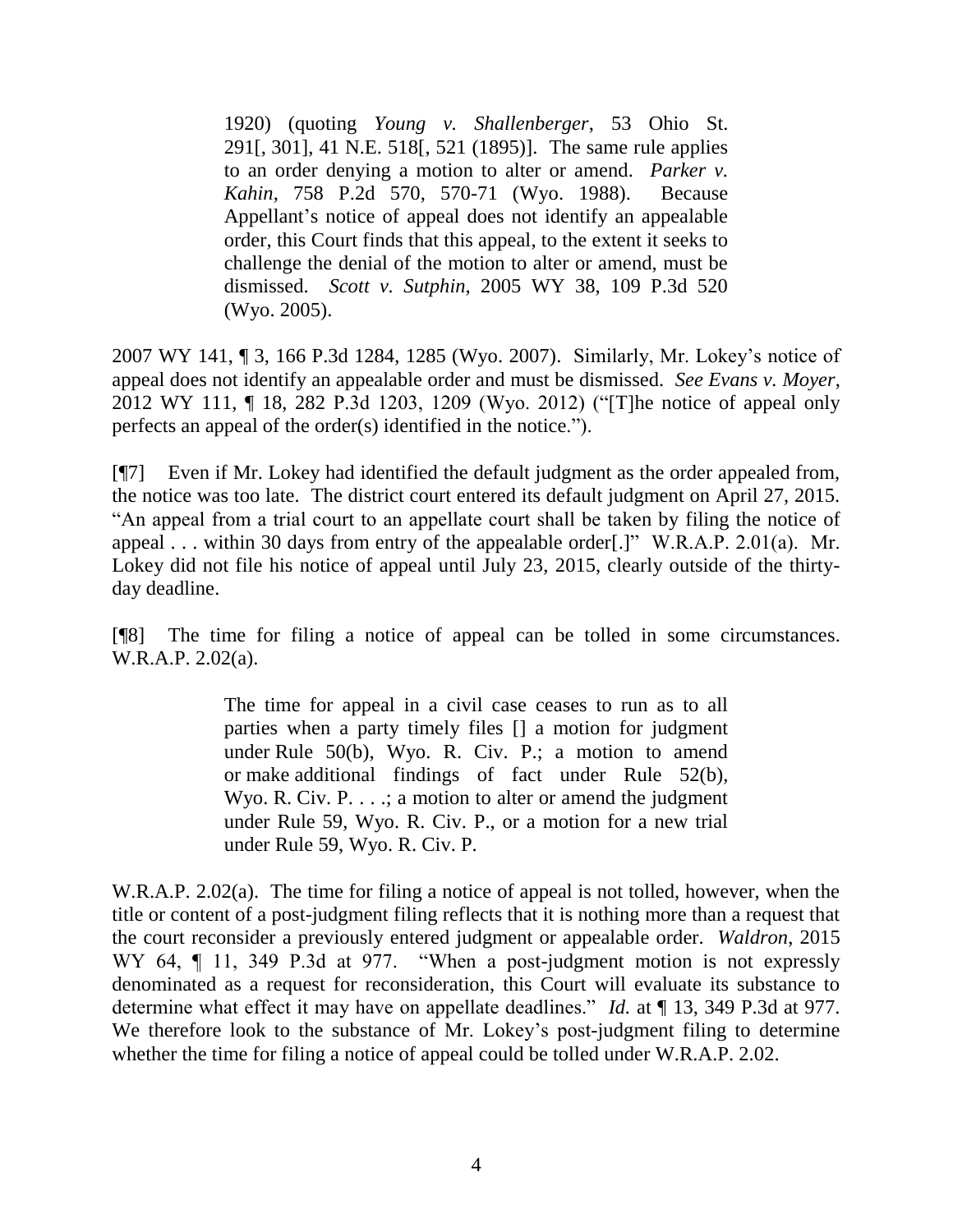> 1920) (quoting *Young v. Shallenberger*, 53 Ohio St. 291[, 301], 41 N.E. 518[, 521 (1895)]. The same rule applies to an order denying a motion to alter or amend. *Parker v. Kahin*, 758 P.2d 570, 570-71 (Wyo. 1988). Because Appellant's notice of appeal does not identify an appealable order, this Court finds that this appeal, to the extent it seeks to challenge the denial of the motion to alter or amend, must be dismissed. *Scott v. Sutphin*, 2005 WY 38, 109 P.3d 520 (Wyo. 2005).

2007 WY 141, ¶ 3, 166 P.3d 1284, 1285 (Wyo. 2007). Similarly, Mr. Lokey's notice of appeal does not identify an appealable order and must be dismissed. *See Evans v. Moyer*, 2012 WY 111, ¶ 18, 282 P.3d 1203, 1209 (Wyo. 2012) ("[T]he notice of appeal only perfects an appeal of the order(s) identified in the notice.").

[¶7] Even if Mr. Lokey had identified the default judgment as the order appealed from, the notice was too late. The district court entered its default judgment on April 27, 2015. "An appeal from a trial court to an appellate court shall be taken by filing the notice of appeal . . . within 30 days from entry of the appealable order[.]" W.R.A.P. 2.01(a). Mr. Lokey did not file his notice of appeal until July 23, 2015, clearly outside of the thirty-day deadline.

[¶8] The time for filing a notice of appeal can be tolled in some circumstances. W.R.A.P. 2.02(a).

> The time for appeal in a civil case ceases to run as to all parties when a party timely files [] a motion for judgment under Rule 50(b), Wyo. R. Civ. P.; a motion to amend or make additional findings of fact under Rule 52(b), Wyo. R. Civ. P. . . .; a motion to alter or amend the judgment under Rule 59, Wyo. R. Civ. P., or a motion for a new trial under Rule 59, Wyo. R. Civ. P.

W.R.A.P. 2.02(a). The time for filing a notice of appeal is not tolled, however, when the title or content of a post-judgment filing reflects that it is nothing more than a request that the court reconsider a previously entered judgment or appealable order. *Waldron*, 2015 WY 64, ¶ 11, 349 P.3d at 977. "When a post-judgment motion is not expressly denominated as a request for reconsideration, this Court will evaluate its substance to determine what effect it may have on appellate deadlines." *Id.* at ¶ 13, 349 P.3d at 977. We therefore look to the substance of Mr. Lokey's post-judgment filing to determine whether the time for filing a notice of appeal could be tolled under W.R.A.P. 2.02.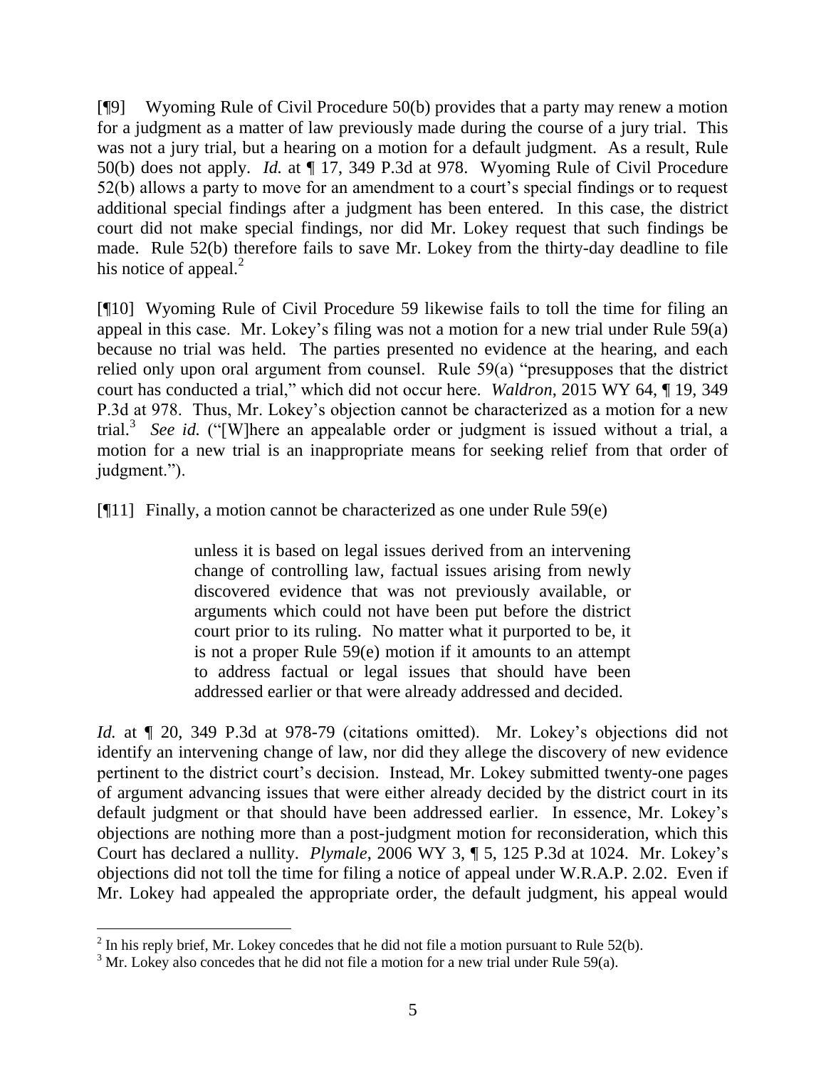[¶9] Wyoming Rule of Civil Procedure 50(b) provides that a party may renew a motion for a judgment as a matter of law previously made during the course of a jury trial. This was not a jury trial, but a hearing on a motion for a default judgment. As a result, Rule 50(b) does not apply. *Id.* at ¶ 17, 349 P.3d at 978. Wyoming Rule of Civil Procedure 52(b) allows a party to move for an amendment to a court's special findings or to request additional special findings after a judgment has been entered. In this case, the district court did not make special findings, nor did Mr. Lokey request that such findings be made. Rule 52(b) therefore fails to save Mr. Lokey from the thirty-day deadline to file his notice of appeal.[2]

[¶10] Wyoming Rule of Civil Procedure 59 likewise fails to toll the time for filing an appeal in this case. Mr. Lokey's filing was not a motion for a new trial under Rule 59(a) because no trial was held. The parties presented no evidence at the hearing, and each relied only upon oral argument from counsel. Rule 59(a) "presupposes that the district court has conducted a trial," which did not occur here. *Waldron*, 2015 WY 64, ¶ 19, 349 P.3d at 978. Thus, Mr. Lokey's objection cannot be characterized as a motion for a new trial.[3] *See id.* ("[W]here an appealable order or judgment is issued without a trial, a motion for a new trial is an inappropriate means for seeking relief from that order of judgment.").

[¶11] Finally, a motion cannot be characterized as one under Rule 59(e)

> unless it is based on legal issues derived from an intervening change of controlling law, factual issues arising from newly discovered evidence that was not previously available, or arguments which could not have been put before the district court prior to its ruling. No matter what it purported to be, it is not a proper Rule 59(e) motion if it amounts to an attempt to address factual or legal issues that should have been addressed earlier or that were already addressed and decided.

*Id.* at ¶ 20, 349 P.3d at 978-79 (citations omitted). Mr. Lokey's objections did not identify an intervening change of law, nor did they allege the discovery of new evidence pertinent to the district court's decision. Instead, Mr. Lokey submitted twenty-one pages of argument advancing issues that were either already decided by the district court in its default judgment or that should have been addressed earlier. In essence, Mr. Lokey's objections are nothing more than a post-judgment motion for reconsideration, which this Court has declared a nullity. *Plymale*, 2006 WY 3, ¶ 5, 125 P.3d at 1024. Mr. Lokey's objections did not toll the time for filing a notice of appeal under W.R.A.P. 2.02. Even if Mr. Lokey had appealed the appropriate order, the default judgment, his appeal would

---

[2] In his reply brief, Mr. Lokey concedes that he did not file a motion pursuant to Rule 52(b).

[3] Mr. Lokey also concedes that he did not file a motion for a new trial under Rule 59(a).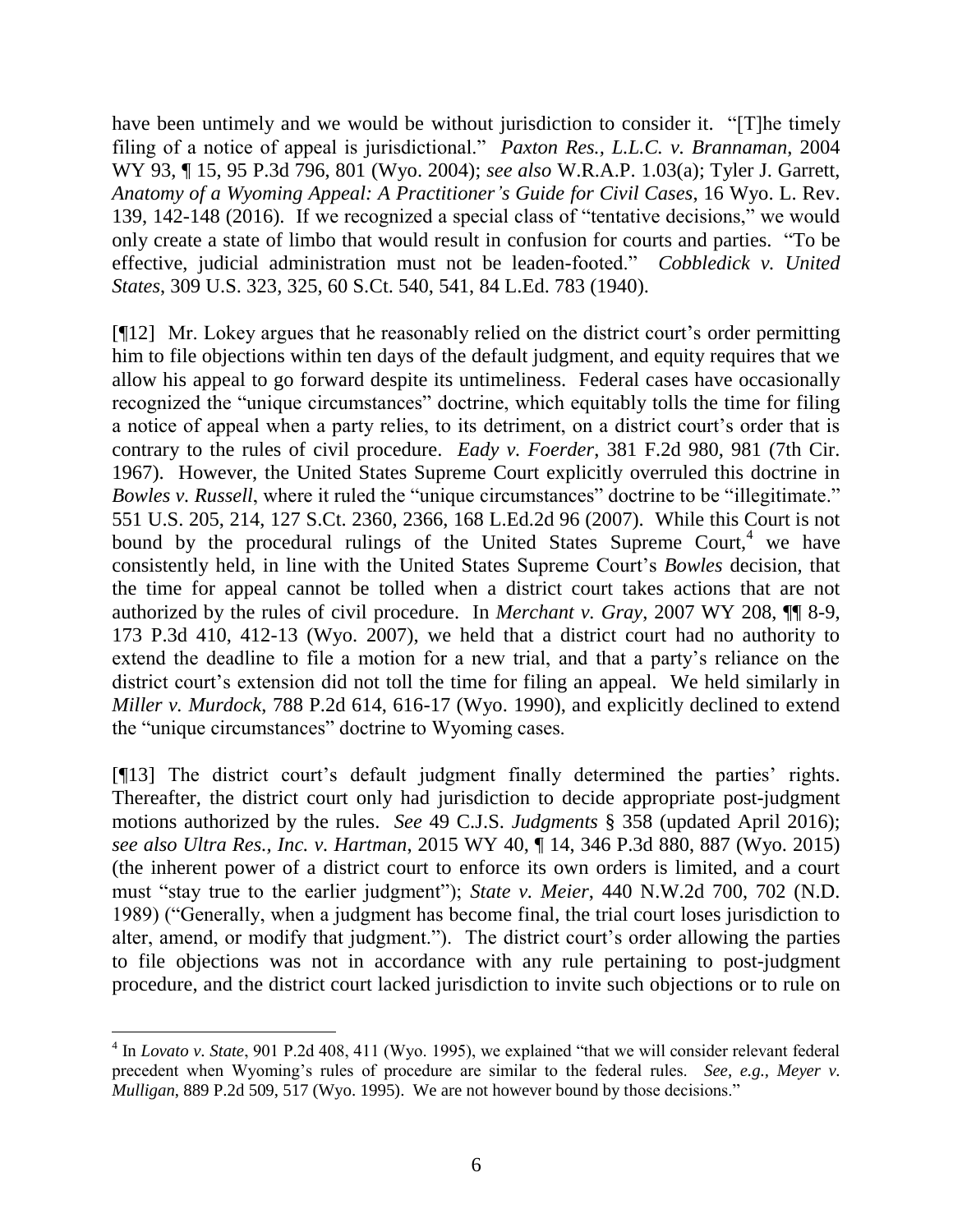have been untimely and we would be without jurisdiction to consider it. "[T]he timely filing of a notice of appeal is jurisdictional." *Paxton Res., L.L.C. v. Brannaman*, 2004 WY 93, ¶ 15, 95 P.3d 796, 801 (Wyo. 2004); *see also* W.R.A.P. 1.03(a); Tyler J. Garrett, *Anatomy of a Wyoming Appeal: A Practitioner's Guide for Civil Cases*, 16 Wyo. L. Rev. 139, 142-148 (2016). If we recognized a special class of "tentative decisions," we would only create a state of limbo that would result in confusion for courts and parties. "To be effective, judicial administration must not be leaden-footed." *Cobbledick v. United States*, 309 U.S. 323, 325, 60 S.Ct. 540, 541, 84 L.Ed. 783 (1940).

[¶12] Mr. Lokey argues that he reasonably relied on the district court's order permitting him to file objections within ten days of the default judgment, and equity requires that we allow his appeal to go forward despite its untimeliness. Federal cases have occasionally recognized the "unique circumstances" doctrine, which equitably tolls the time for filing a notice of appeal when a party relies, to its detriment, on a district court's order that is contrary to the rules of civil procedure. *Eady v. Foerder*, 381 F.2d 980, 981 (7th Cir. 1967). However, the United States Supreme Court explicitly overruled this doctrine in *Bowles v. Russell*, where it ruled the "unique circumstances" doctrine to be "illegitimate." 551 U.S. 205, 214, 127 S.Ct. 2360, 2366, 168 L.Ed.2d 96 (2007). While this Court is not bound by the procedural rulings of the United States Supreme Court,[4] we have consistently held, in line with the United States Supreme Court's *Bowles* decision, that the time for appeal cannot be tolled when a district court takes actions that are not authorized by the rules of civil procedure. In *Merchant v. Gray*, 2007 WY 208, ¶¶ 8-9, 173 P.3d 410, 412-13 (Wyo. 2007), we held that a district court had no authority to extend the deadline to file a motion for a new trial, and that a party's reliance on the district court's extension did not toll the time for filing an appeal. We held similarly in *Miller v. Murdock*, 788 P.2d 614, 616-17 (Wyo. 1990), and explicitly declined to extend the "unique circumstances" doctrine to Wyoming cases.

[¶13] The district court's default judgment finally determined the parties' rights. Thereafter, the district court only had jurisdiction to decide appropriate post-judgment motions authorized by the rules. *See* 49 C.J.S. *Judgments* § 358 (updated April 2016); *see also Ultra Res., Inc. v. Hartman*, 2015 WY 40, ¶ 14, 346 P.3d 880, 887 (Wyo. 2015) (the inherent power of a district court to enforce its own orders is limited, and a court must "stay true to the earlier judgment"); *State v. Meier*, 440 N.W.2d 700, 702 (N.D. 1989) ("Generally, when a judgment has become final, the trial court loses jurisdiction to alter, amend, or modify that judgment."). The district court's order allowing the parties to file objections was not in accordance with any rule pertaining to post-judgment procedure, and the district court lacked jurisdiction to invite such objections or to rule on

---

[4] In *Lovato v. State*, 901 P.2d 408, 411 (Wyo. 1995), we explained "that we will consider relevant federal precedent when Wyoming's rules of procedure are similar to the federal rules. *See, e.g., Meyer v. Mulligan*, 889 P.2d 509, 517 (Wyo. 1995). We are not however bound by those decisions."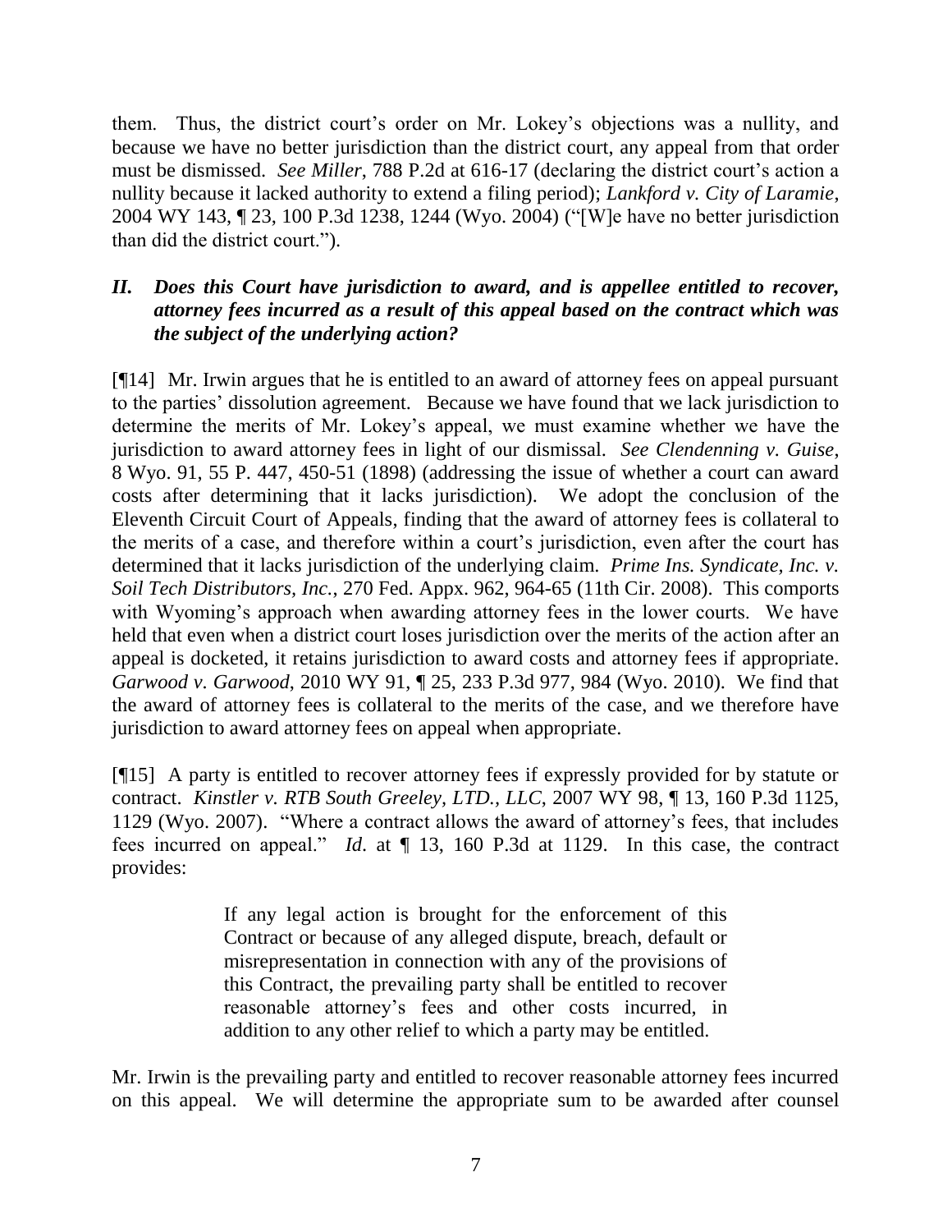them. Thus, the district court's order on Mr. Lokey's objections was a nullity, and because we have no better jurisdiction than the district court, any appeal from that order must be dismissed. *See Miller*, 788 P.2d at 616-17 (declaring the district court's action a nullity because it lacked authority to extend a filing period); *Lankford v. City of Laramie*, 2004 WY 143, ¶ 23, 100 P.3d 1238, 1244 (Wyo. 2004) ("[W]e have no better jurisdiction than did the district court.").

### *II. Does this Court have jurisdiction to award, and is appellee entitled to recover, attorney fees incurred as a result of this appeal based on the contract which was the subject of the underlying action?*

[¶14] Mr. Irwin argues that he is entitled to an award of attorney fees on appeal pursuant to the parties' dissolution agreement. Because we have found that we lack jurisdiction to determine the merits of Mr. Lokey's appeal, we must examine whether we have the jurisdiction to award attorney fees in light of our dismissal. *See Clendenning v. Guise*, 8 Wyo. 91, 55 P. 447, 450-51 (1898) (addressing the issue of whether a court can award costs after determining that it lacks jurisdiction). We adopt the conclusion of the Eleventh Circuit Court of Appeals, finding that the award of attorney fees is collateral to the merits of a case, and therefore within a court's jurisdiction, even after the court has determined that it lacks jurisdiction of the underlying claim. *Prime Ins. Syndicate, Inc. v. Soil Tech Distributors, Inc.*, 270 Fed. Appx. 962, 964-65 (11th Cir. 2008). This comports with Wyoming's approach when awarding attorney fees in the lower courts. We have held that even when a district court loses jurisdiction over the merits of the action after an appeal is docketed, it retains jurisdiction to award costs and attorney fees if appropriate. *Garwood v. Garwood*, 2010 WY 91, ¶ 25, 233 P.3d 977, 984 (Wyo. 2010). We find that the award of attorney fees is collateral to the merits of the case, and we therefore have jurisdiction to award attorney fees on appeal when appropriate.

[¶15] A party is entitled to recover attorney fees if expressly provided for by statute or contract. *Kinstler v. RTB South Greeley, LTD., LLC*, 2007 WY 98, ¶ 13, 160 P.3d 1125, 1129 (Wyo. 2007). "Where a contract allows the award of attorney's fees, that includes fees incurred on appeal." *Id*. at ¶ 13, 160 P.3d at 1129. In this case, the contract provides:

> If any legal action is brought for the enforcement of this Contract or because of any alleged dispute, breach, default or misrepresentation in connection with any of the provisions of this Contract, the prevailing party shall be entitled to recover reasonable attorney's fees and other costs incurred, in addition to any other relief to which a party may be entitled.

Mr. Irwin is the prevailing party and entitled to recover reasonable attorney fees incurred on this appeal. We will determine the appropriate sum to be awarded after counsel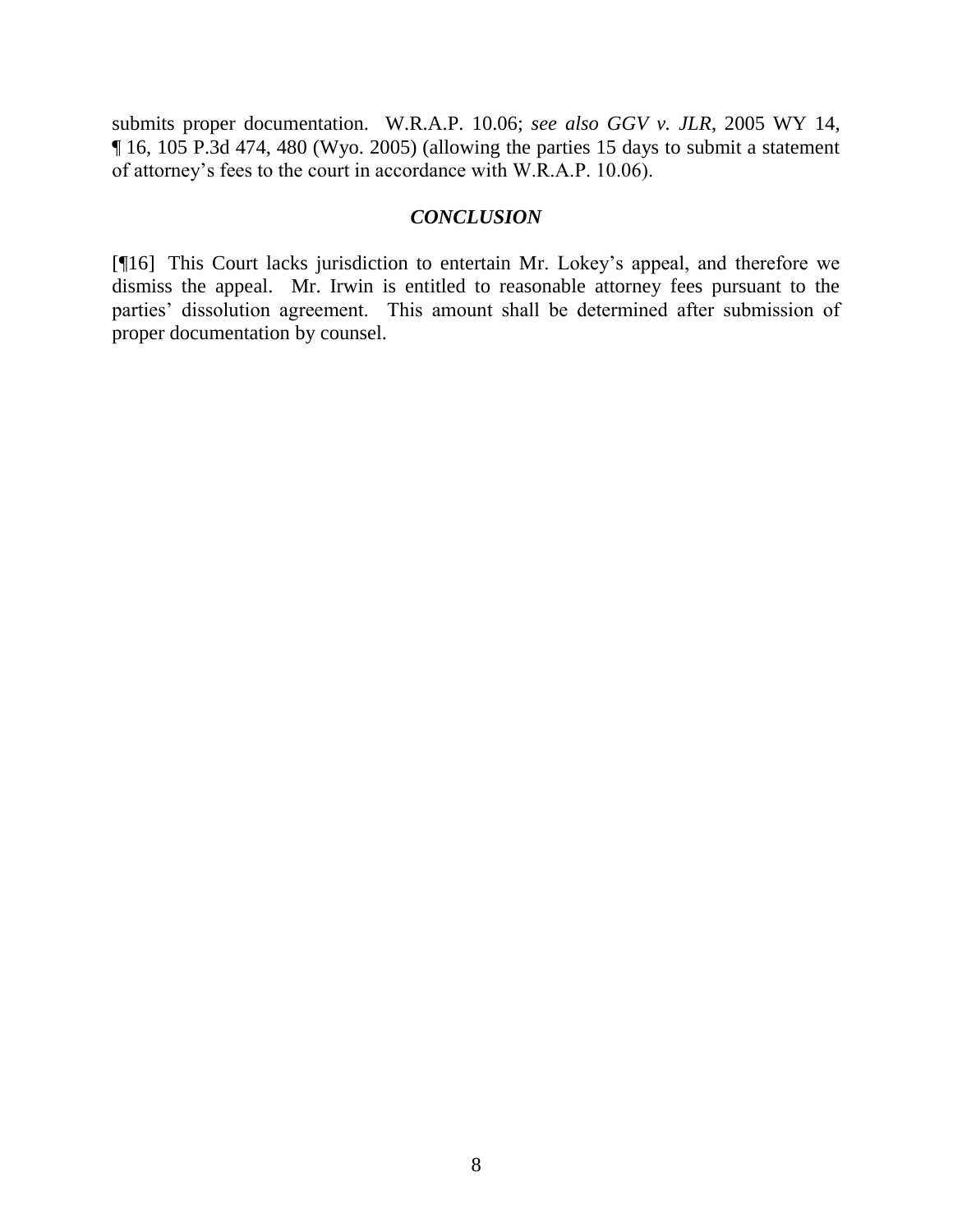submits proper documentation. W.R.A.P. 10.06; *see also GGV v. JLR*, 2005 WY 14, ¶ 16, 105 P.3d 474, 480 (Wyo. 2005) (allowing the parties 15 days to submit a statement of attorney's fees to the court in accordance with W.R.A.P. 10.06).

### ***CONCLUSION***

[¶16] This Court lacks jurisdiction to entertain Mr. Lokey's appeal, and therefore we dismiss the appeal. Mr. Irwin is entitled to reasonable attorney fees pursuant to the parties' dissolution agreement. This amount shall be determined after submission of proper documentation by counsel.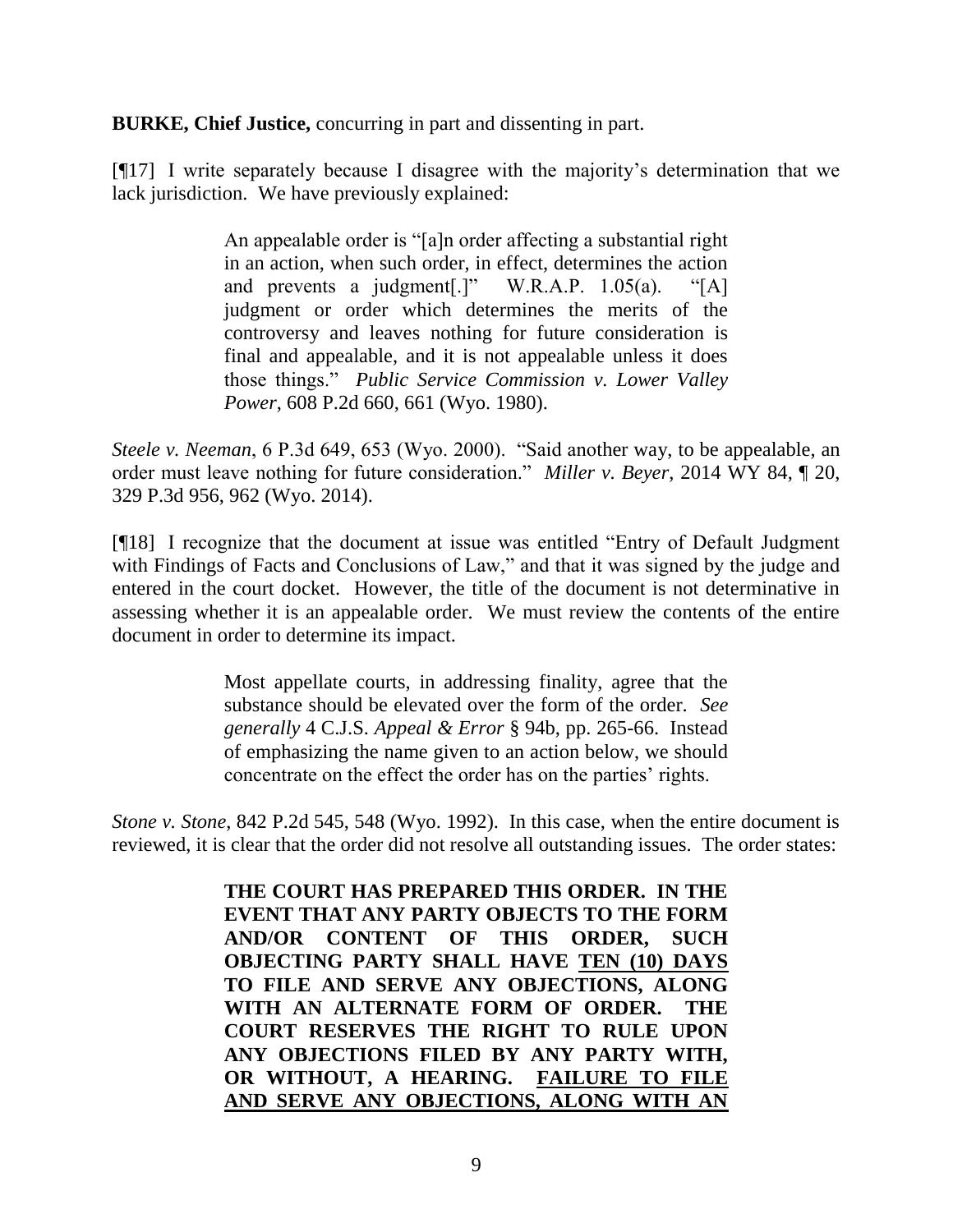**BURKE, Chief Justice,** concurring in part and dissenting in part.

[¶17] I write separately because I disagree with the majority's determination that we lack jurisdiction. We have previously explained:

> An appealable order is "[a]n order affecting a substantial right in an action, when such order, in effect, determines the action and prevents a judgment[.]" W.R.A.P. 1.05(a). "[A] judgment or order which determines the merits of the controversy and leaves nothing for future consideration is final and appealable, and it is not appealable unless it does those things." *Public Service Commission v. Lower Valley Power*, 608 P.2d 660, 661 (Wyo. 1980).

*Steele v. Neeman*, 6 P.3d 649, 653 (Wyo. 2000). "Said another way, to be appealable, an order must leave nothing for future consideration." *Miller v. Beyer*, 2014 WY 84, ¶ 20, 329 P.3d 956, 962 (Wyo. 2014).

[¶18] I recognize that the document at issue was entitled "Entry of Default Judgment with Findings of Facts and Conclusions of Law," and that it was signed by the judge and entered in the court docket. However, the title of the document is not determinative in assessing whether it is an appealable order. We must review the contents of the entire document in order to determine its impact.

> Most appellate courts, in addressing finality, agree that the substance should be elevated over the form of the order. *See generally* 4 C.J.S. *Appeal & Error* § 94b, pp. 265-66. Instead of emphasizing the name given to an action below, we should concentrate on the effect the order has on the parties' rights.

*Stone v. Stone*, 842 P.2d 545, 548 (Wyo. 1992). In this case, when the entire document is reviewed, it is clear that the order did not resolve all outstanding issues. The order states:

> **THE COURT HAS PREPARED THIS ORDER. IN THE EVENT THAT ANY PARTY OBJECTS TO THE FORM AND/OR CONTENT OF THIS ORDER, SUCH OBJECTING PARTY SHALL HAVE <u>TEN (10) DAYS</u> TO FILE AND SERVE ANY OBJECTIONS, ALONG WITH AN ALTERNATE FORM OF ORDER. THE COURT RESERVES THE RIGHT TO RULE UPON ANY OBJECTIONS FILED BY ANY PARTY WITH, OR WITHOUT, A HEARING. <u>FAILURE TO FILE AND SERVE ANY OBJECTIONS, ALONG WITH AN</u>**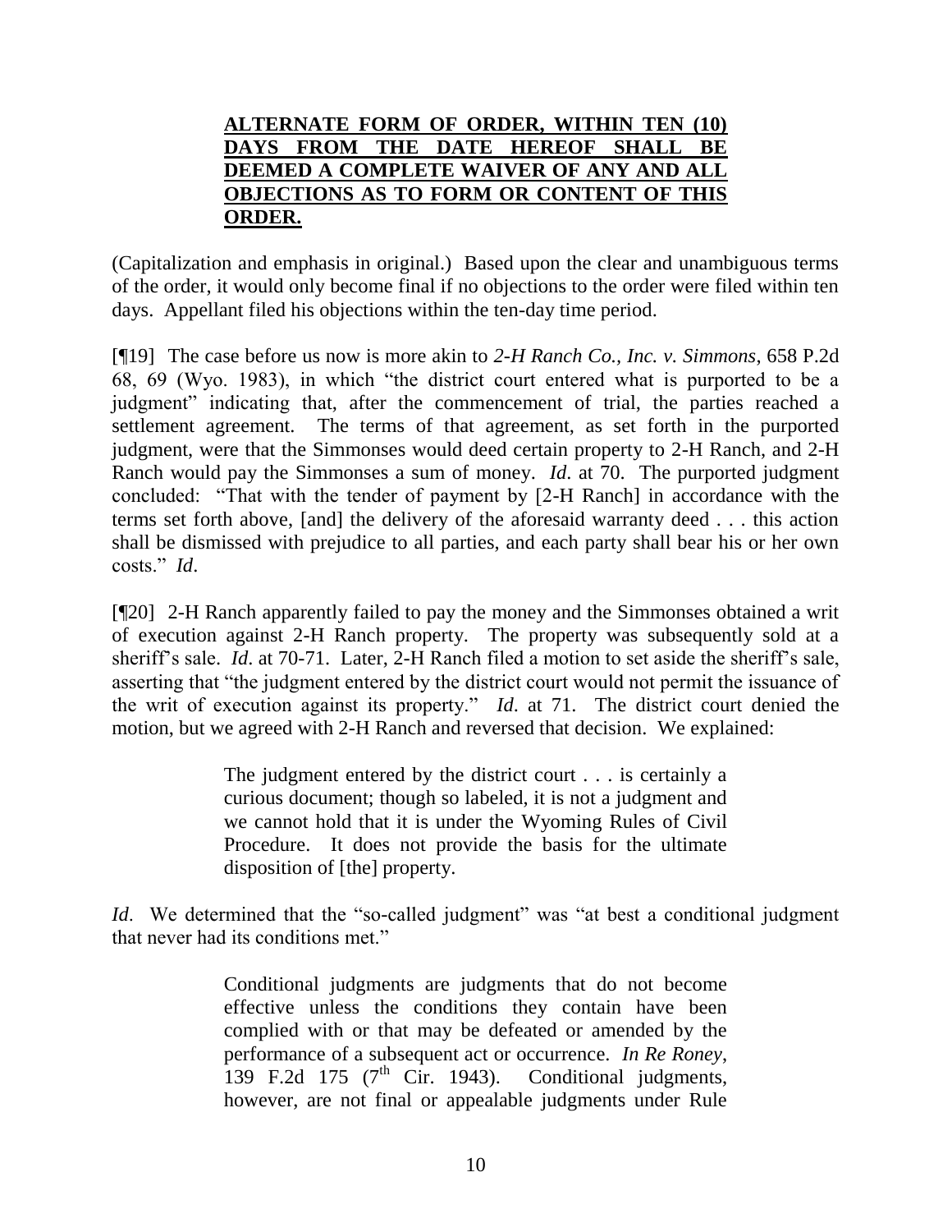**ALTERNATE FORM OF ORDER, WITHIN TEN (10) DAYS FROM THE DATE HEREOF SHALL BE DEEMED A COMPLETE WAIVER OF ANY AND ALL OBJECTIONS AS TO FORM OR CONTENT OF THIS ORDER.**

(Capitalization and emphasis in original.) Based upon the clear and unambiguous terms of the order, it would only become final if no objections to the order were filed within ten days. Appellant filed his objections within the ten-day time period.

[¶19] The case before us now is more akin to *2-H Ranch Co., Inc. v. Simmons*, 658 P.2d 68, 69 (Wyo. 1983), in which "the district court entered what is purported to be a judgment" indicating that, after the commencement of trial, the parties reached a settlement agreement. The terms of that agreement, as set forth in the purported judgment, were that the Simmonses would deed certain property to 2-H Ranch, and 2-H Ranch would pay the Simmonses a sum of money. *Id*. at 70. The purported judgment concluded: "That with the tender of payment by [2-H Ranch] in accordance with the terms set forth above, [and] the delivery of the aforesaid warranty deed . . . this action shall be dismissed with prejudice to all parties, and each party shall bear his or her own costs." *Id*.

[¶20] 2-H Ranch apparently failed to pay the money and the Simmonses obtained a writ of execution against 2-H Ranch property. The property was subsequently sold at a sheriff's sale. *Id*. at 70-71. Later, 2-H Ranch filed a motion to set aside the sheriff's sale, asserting that "the judgment entered by the district court would not permit the issuance of the writ of execution against its property." *Id*. at 71. The district court denied the motion, but we agreed with 2-H Ranch and reversed that decision. We explained:

> The judgment entered by the district court . . . is certainly a curious document; though so labeled, it is not a judgment and we cannot hold that it is under the Wyoming Rules of Civil Procedure. It does not provide the basis for the ultimate disposition of [the] property.

*Id*. We determined that the "so-called judgment" was "at best a conditional judgment that never had its conditions met."

> Conditional judgments are judgments that do not become effective unless the conditions they contain have been complied with or that may be defeated or amended by the performance of a subsequent act or occurrence. *In Re Roney*, 139 F.2d 175 (7th Cir. 1943). Conditional judgments, however, are not final or appealable judgments under Rule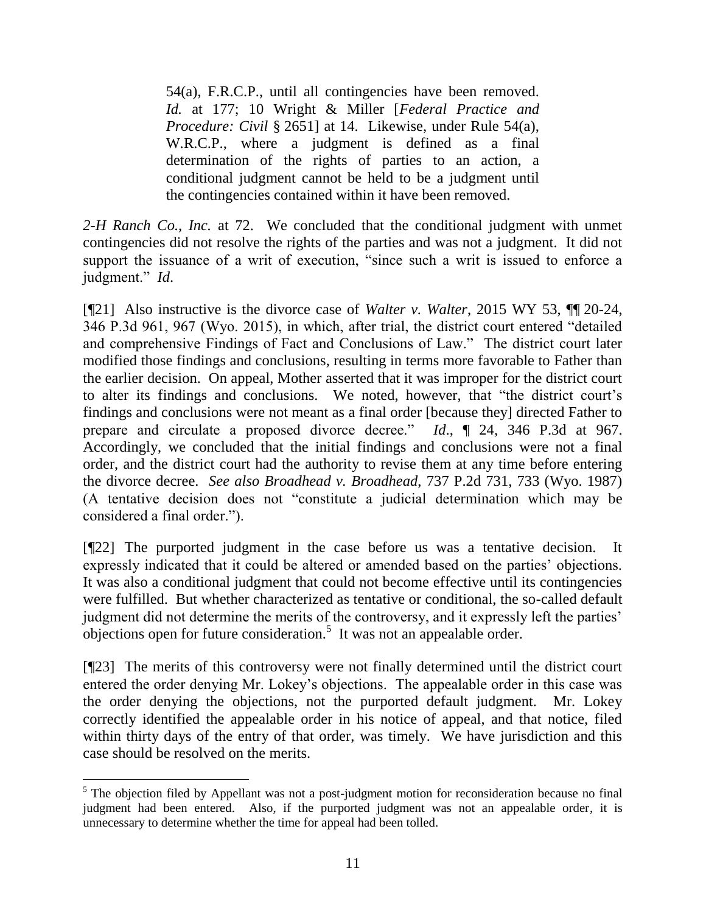> 54(a), F.R.C.P., until all contingencies have been removed. *Id.* at 177; 10 Wright & Miller [*Federal Practice and Procedure: Civil* § 2651] at 14. Likewise, under Rule 54(a), W.R.C.P., where a judgment is defined as a final determination of the rights of parties to an action, a conditional judgment cannot be held to be a judgment until the contingencies contained within it have been removed.

*2-H Ranch Co., Inc.* at 72. We concluded that the conditional judgment with unmet contingencies did not resolve the rights of the parties and was not a judgment. It did not support the issuance of a writ of execution, "since such a writ is issued to enforce a judgment." *Id*.

[¶21] Also instructive is the divorce case of *Walter v. Walter*, 2015 WY 53, ¶¶ 20-24, 346 P.3d 961, 967 (Wyo. 2015), in which, after trial, the district court entered "detailed and comprehensive Findings of Fact and Conclusions of Law." The district court later modified those findings and conclusions, resulting in terms more favorable to Father than the earlier decision. On appeal, Mother asserted that it was improper for the district court to alter its findings and conclusions. We noted, however, that "the district court's findings and conclusions were not meant as a final order [because they] directed Father to prepare and circulate a proposed divorce decree." *Id*., ¶ 24, 346 P.3d at 967. Accordingly, we concluded that the initial findings and conclusions were not a final order, and the district court had the authority to revise them at any time before entering the divorce decree. *See also Broadhead v. Broadhead*, 737 P.2d 731, 733 (Wyo. 1987) (A tentative decision does not "constitute a judicial determination which may be considered a final order.").

[¶22] The purported judgment in the case before us was a tentative decision. It expressly indicated that it could be altered or amended based on the parties' objections. It was also a conditional judgment that could not become effective until its contingencies were fulfilled. But whether characterized as tentative or conditional, the so-called default judgment did not determine the merits of the controversy, and it expressly left the parties' objections open for future consideration.[5] It was not an appealable order.

[¶23] The merits of this controversy were not finally determined until the district court entered the order denying Mr. Lokey's objections. The appealable order in this case was the order denying the objections, not the purported default judgment. Mr. Lokey correctly identified the appealable order in his notice of appeal, and that notice, filed within thirty days of the entry of that order, was timely. We have jurisdiction and this case should be resolved on the merits.

---

[5] The objection filed by Appellant was not a post-judgment motion for reconsideration because no final judgment had been entered. Also, if the purported judgment was not an appealable order, it is unnecessary to determine whether the time for appeal had been tolled.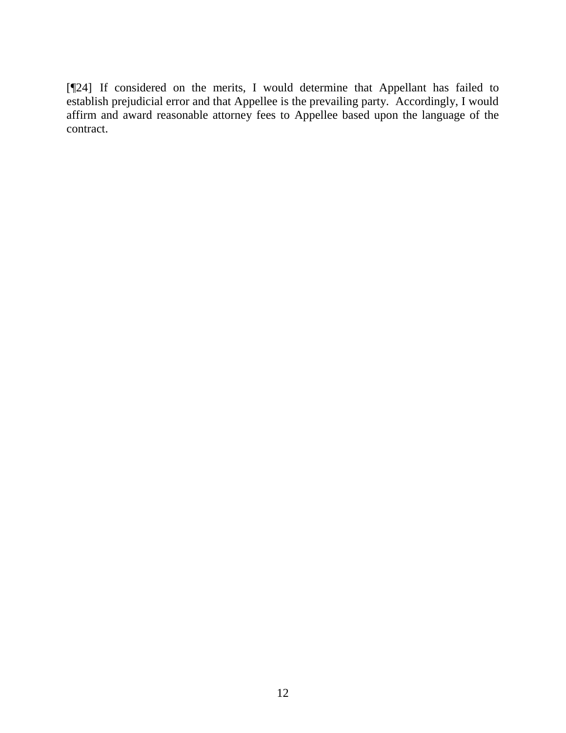[¶24] If considered on the merits, I would determine that Appellant has failed to establish prejudicial error and that Appellee is the prevailing party. Accordingly, I would affirm and award reasonable attorney fees to Appellee based upon the language of the contract.